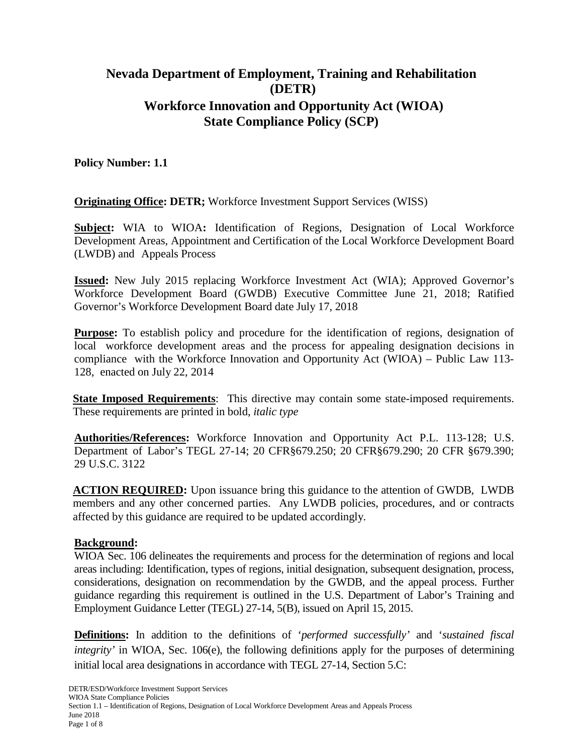# Nevada Department of Employment, Training and Rehabilitation (DETR)
# Workforce Innovation and Opportunity Act (WIOA) State Compliance Policy (SCP)

**Policy Number: 1.1**

**Originating Office: DETR;** Workforce Investment Support Services (WISS)

**Subject:** WIA to WIOA**:** Identification of Regions, Designation of Local Workforce Development Areas, Appointment and Certification of the Local Workforce Development Board (LWDB) and Appeals Process

**Issued:** New July 2015 replacing Workforce Investment Act (WIA); Approved Governor's Workforce Development Board (GWDB) Executive Committee June 21, 2018; Ratified Governor's Workforce Development Board date July 17, 2018

**Purpose:** To establish policy and procedure for the identification of regions, designation of local workforce development areas and the process for appealing designation decisions in compliance with the Workforce Innovation and Opportunity Act (WIOA) – Public Law 113-128, enacted on July 22, 2014

**State Imposed Requirements**: This directive may contain some state-imposed requirements. These requirements are printed in bold, *italic type*

**Authorities/References:** Workforce Innovation and Opportunity Act P.L. 113-128; U.S. Department of Labor's TEGL 27-14; 20 CFR§679.250; 20 CFR§679.290; 20 CFR §679.390; 29 U.S.C. 3122

**ACTION REQUIRED:** Upon issuance bring this guidance to the attention of GWDB, LWDB members and any other concerned parties. Any LWDB policies, procedures, and or contracts affected by this guidance are required to be updated accordingly.

**Background:**

WIOA Sec. 106 delineates the requirements and process for the determination of regions and local areas including: Identification, types of regions, initial designation, subsequent designation, process, considerations, designation on recommendation by the GWDB, and the appeal process. Further guidance regarding this requirement is outlined in the U.S. Department of Labor's Training and Employment Guidance Letter (TEGL) 27-14, 5(B), issued on April 15, 2015.

**Definitions:** In addition to the definitions of '*performed successfully*' and '*sustained fiscal integrity*' in WIOA, Sec. 106(e), the following definitions apply for the purposes of determining initial local area designations in accordance with TEGL 27-14, Section 5.C: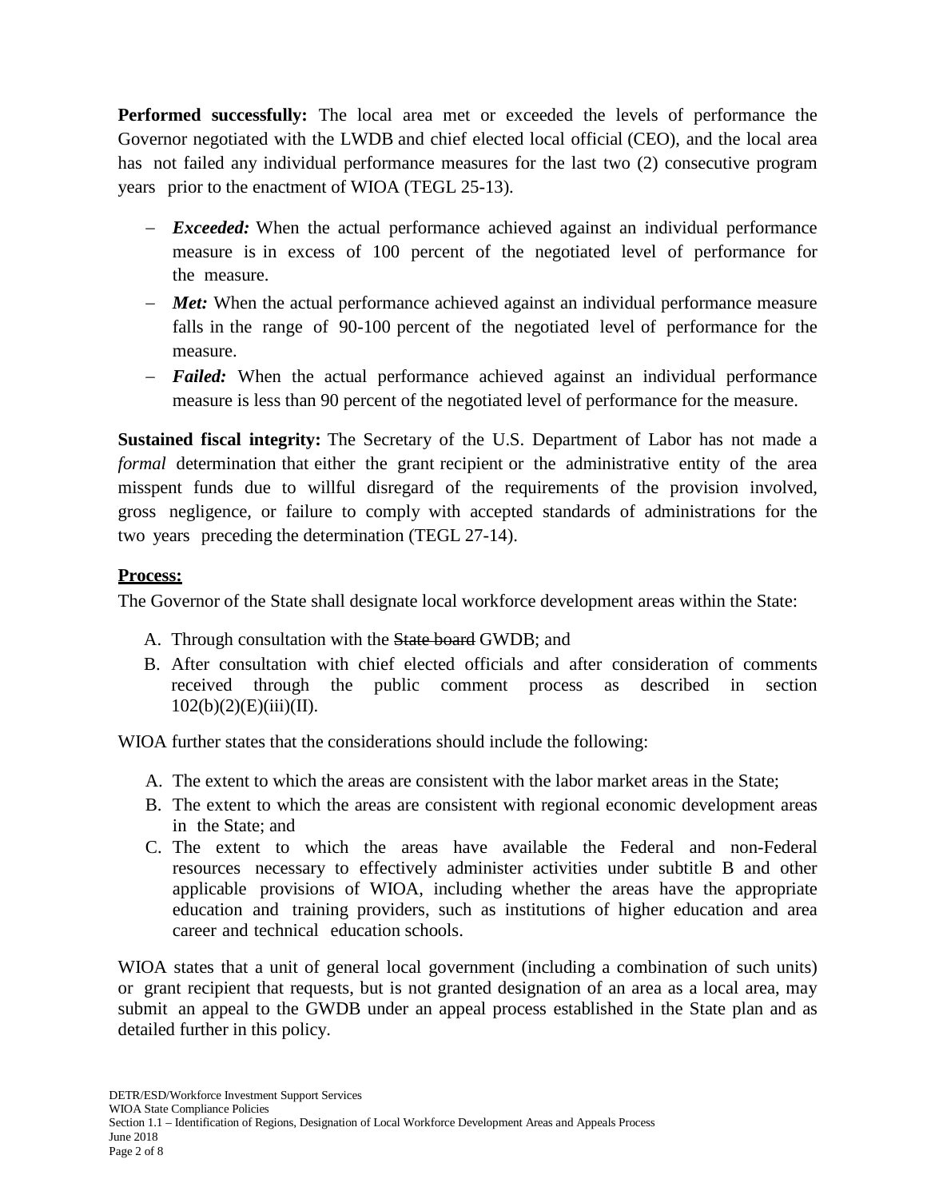**Performed successfully:** The local area met or exceeded the levels of performance the Governor negotiated with the LWDB and chief elected local official (CEO), and the local area has not failed any individual performance measures for the last two (2) consecutive program years prior to the enactment of WIOA (TEGL 25-13).

- ***Exceeded:*** When the actual performance achieved against an individual performance measure is in excess of 100 percent of the negotiated level of performance for the measure.
- ***Met:*** When the actual performance achieved against an individual performance measure falls in the range of 90-100 percent of the negotiated level of performance for the measure.
- ***Failed:*** When the actual performance achieved against an individual performance measure is less than 90 percent of the negotiated level of performance for the measure.

**Sustained fiscal integrity:** The Secretary of the U.S. Department of Labor has not made a *formal* determination that either the grant recipient or the administrative entity of the area misspent funds due to willful disregard of the requirements of the provision involved, gross negligence, or failure to comply with accepted standards of administrations for the two years preceding the determination (TEGL 27-14).

**<u>Process:</u>**

The Governor of the State shall designate local workforce development areas within the State:

A. Through consultation with the ~~State board~~ GWDB; and
B. After consultation with chief elected officials and after consideration of comments received through the public comment process as described in section 102(b)(2)(E)(iii)(II).

WIOA further states that the considerations should include the following:

A. The extent to which the areas are consistent with the labor market areas in the State;
B. The extent to which the areas are consistent with regional economic development areas in the State; and
C. The extent to which the areas have available the Federal and non-Federal resources necessary to effectively administer activities under subtitle B and other applicable provisions of WIOA, including whether the areas have the appropriate education and training providers, such as institutions of higher education and area career and technical education schools.

WIOA states that a unit of general local government (including a combination of such units) or grant recipient that requests, but is not granted designation of an area as a local area, may submit an appeal to the GWDB under an appeal process established in the State plan and as detailed further in this policy.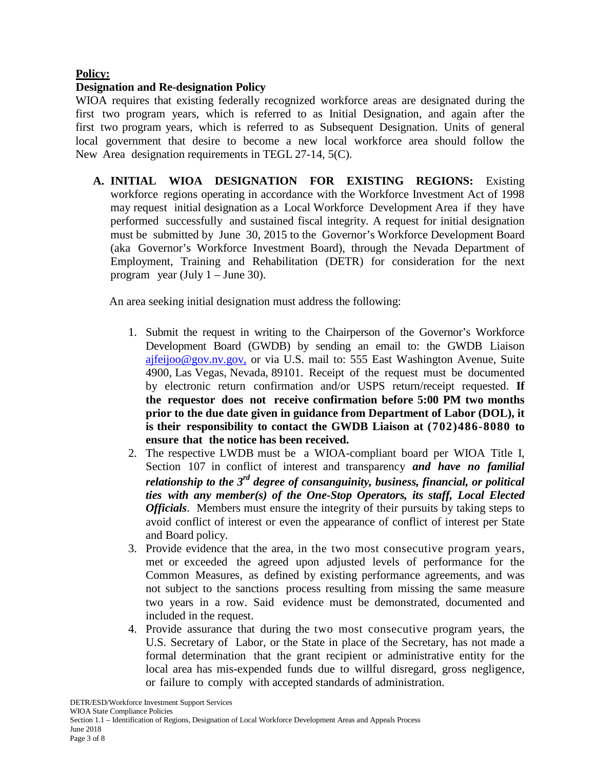**Policy:**

**Designation and Re-designation Policy**

WIOA requires that existing federally recognized workforce areas are designated during the first two program years, which is referred to as Initial Designation, and again after the first two program years, which is referred to as Subsequent Designation. Units of general local government that desire to become a new local workforce area should follow the New Area designation requirements in TEGL 27-14, 5(C).

A. **INITIAL WIOA DESIGNATION FOR EXISTING REGIONS:** Existing workforce regions operating in accordance with the Workforce Investment Act of 1998 may request initial designation as a Local Workforce Development Area if they have performed successfully and sustained fiscal integrity. A request for initial designation must be submitted by June 30, 2015 to the Governor's Workforce Development Board (aka Governor's Workforce Investment Board), through the Nevada Department of Employment, Training and Rehabilitation (DETR) for consideration for the next program year (July 1 – June 30).

   An area seeking initial designation must address the following:

   1. Submit the request in writing to the Chairperson of the Governor's Workforce Development Board (GWDB) by sending an email to: the GWDB Liaison ajfeijoo@gov.nv.gov, or via U.S. mail to: 555 East Washington Avenue, Suite 4900, Las Vegas, Nevada, 89101. Receipt of the request must be documented by electronic return confirmation and/or USPS return/receipt requested. **If the requestor does not receive confirmation before 5:00 PM two months prior to the due date given in guidance from Department of Labor (DOL), it is their responsibility to contact the GWDB Liaison at (702)486-8080 to ensure that the notice has been received.**
   2. The respective LWDB must be a WIOA-compliant board per WIOA Title I, Section 107 in conflict of interest and transparency ***and have no familial relationship to the 3rd degree of consanguinity, business, financial, or political ties with any member(s) of the One-Stop Operators, its staff, Local Elected Officials***. Members must ensure the integrity of their pursuits by taking steps to avoid conflict of interest or even the appearance of conflict of interest per State and Board policy.
   3. Provide evidence that the area, in the two most consecutive program years, met or exceeded the agreed upon adjusted levels of performance for the Common Measures, as defined by existing performance agreements, and was not subject to the sanctions process resulting from missing the same measure two years in a row. Said evidence must be demonstrated, documented and included in the request.
   4. Provide assurance that during the two most consecutive program years, the U.S. Secretary of Labor, or the State in place of the Secretary, has not made a formal determination that the grant recipient or administrative entity for the local area has mis-expended funds due to willful disregard, gross negligence, or failure to comply with accepted standards of administration.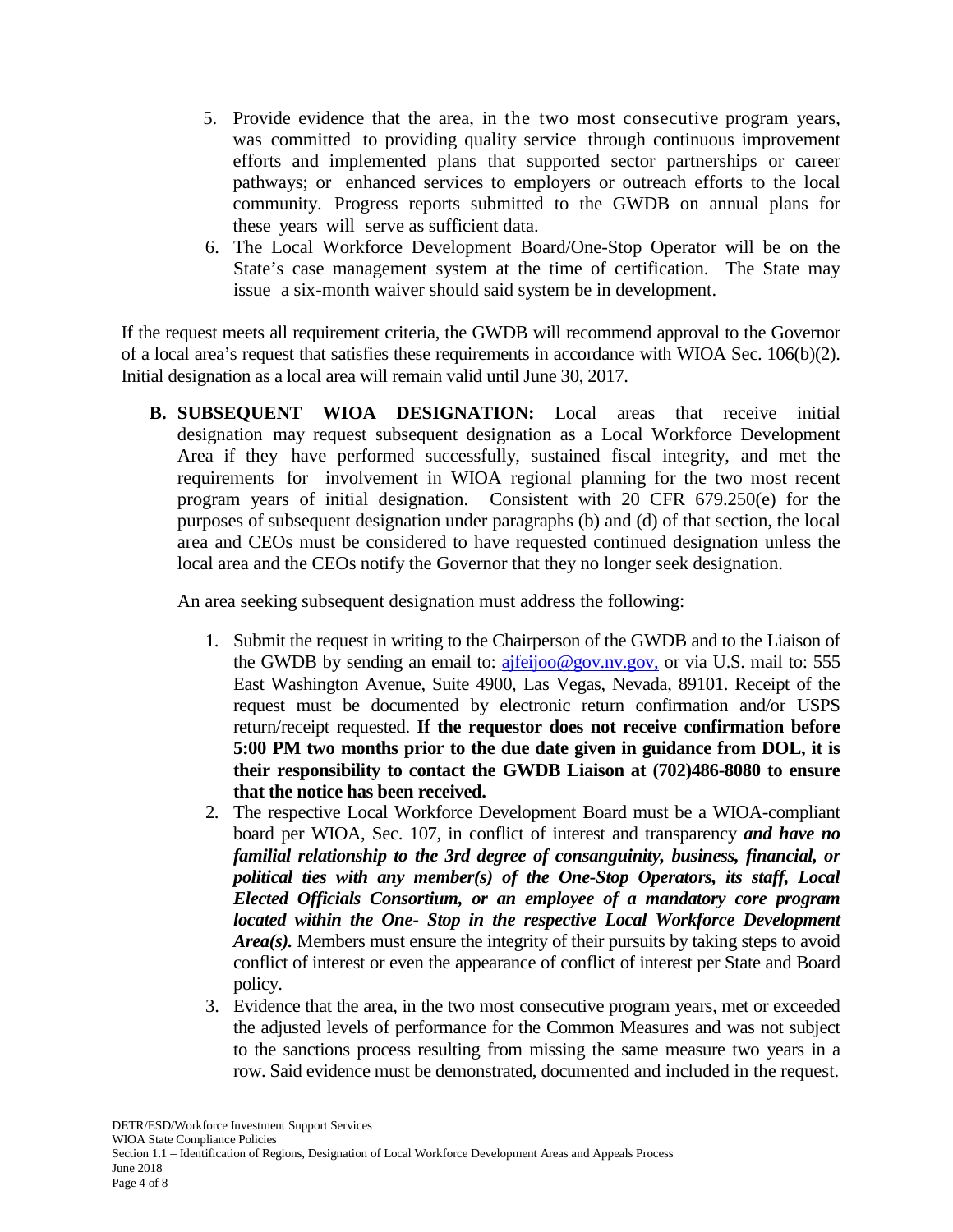5. Provide evidence that the area, in the two most consecutive program years, was committed to providing quality service through continuous improvement efforts and implemented plans that supported sector partnerships or career pathways; or enhanced services to employers or outreach efforts to the local community. Progress reports submitted to the GWDB on annual plans for these years will serve as sufficient data.
6. The Local Workforce Development Board/One-Stop Operator will be on the State's case management system at the time of certification. The State may issue a six-month waiver should said system be in development.

If the request meets all requirement criteria, the GWDB will recommend approval to the Governor of a local area's request that satisfies these requirements in accordance with WIOA Sec. 106(b)(2). Initial designation as a local area will remain valid until June 30, 2017.

**B. SUBSEQUENT WIOA DESIGNATION:** Local areas that receive initial designation may request subsequent designation as a Local Workforce Development Area if they have performed successfully, sustained fiscal integrity, and met the requirements for involvement in WIOA regional planning for the two most recent program years of initial designation. Consistent with 20 CFR 679.250(e) for the purposes of subsequent designation under paragraphs (b) and (d) of that section, the local area and CEOs must be considered to have requested continued designation unless the local area and the CEOs notify the Governor that they no longer seek designation.

An area seeking subsequent designation must address the following:

1. Submit the request in writing to the Chairperson of the GWDB and to the Liaison of the GWDB by sending an email to: ajfeijoo@gov.nv.gov, or via U.S. mail to: 555 East Washington Avenue, Suite 4900, Las Vegas, Nevada, 89101. Receipt of the request must be documented by electronic return confirmation and/or USPS return/receipt requested. **If the requestor does not receive confirmation before 5:00 PM two months prior to the due date given in guidance from DOL, it is their responsibility to contact the GWDB Liaison at (702)486-8080 to ensure that the notice has been received.**
2. The respective Local Workforce Development Board must be a WIOA-compliant board per WIOA, Sec. 107, in conflict of interest and transparency ***and have no familial relationship to the 3rd degree of consanguinity, business, financial, or political ties with any member(s) of the One-Stop Operators, its staff, Local Elected Officials Consortium, or an employee of a mandatory core program located within the One- Stop in the respective Local Workforce Development Area(s).*** Members must ensure the integrity of their pursuits by taking steps to avoid conflict of interest or even the appearance of conflict of interest per State and Board policy.
3. Evidence that the area, in the two most consecutive program years, met or exceeded the adjusted levels of performance for the Common Measures and was not subject to the sanctions process resulting from missing the same measure two years in a row. Said evidence must be demonstrated, documented and included in the request.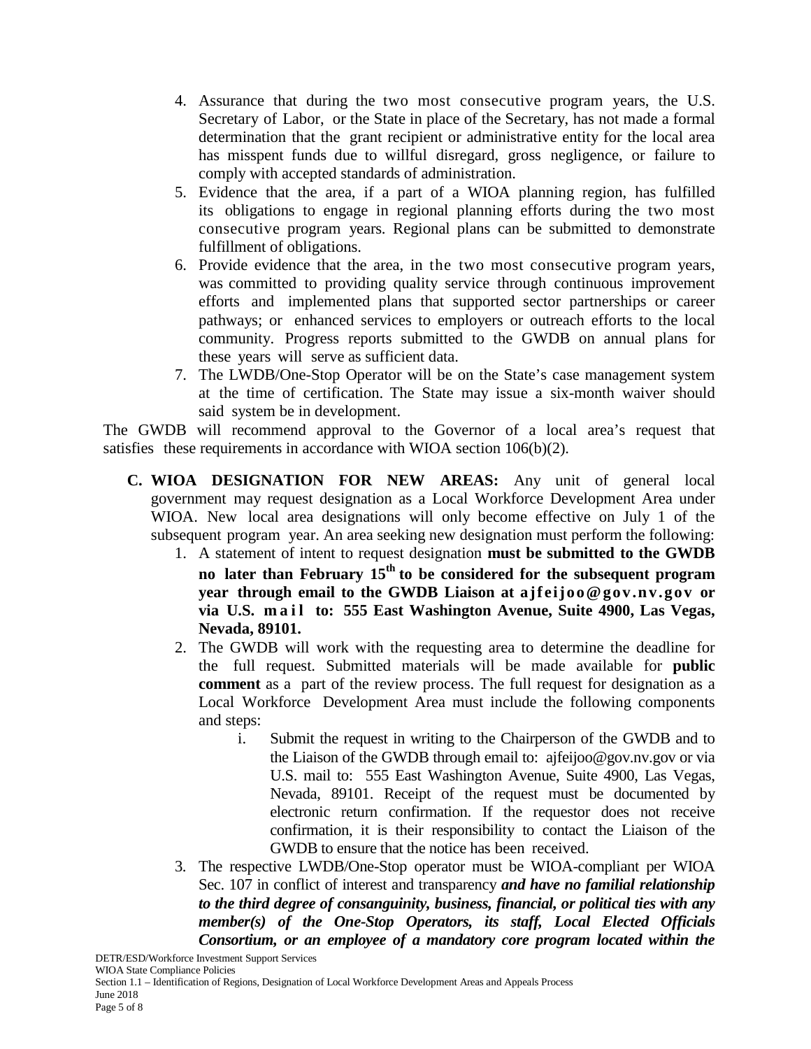4. Assurance that during the two most consecutive program years, the U.S. Secretary of Labor, or the State in place of the Secretary, has not made a formal determination that the grant recipient or administrative entity for the local area has misspent funds due to willful disregard, gross negligence, or failure to comply with accepted standards of administration.
5. Evidence that the area, if a part of a WIOA planning region, has fulfilled its obligations to engage in regional planning efforts during the two most consecutive program years. Regional plans can be submitted to demonstrate fulfillment of obligations.
6. Provide evidence that the area, in the two most consecutive program years, was committed to providing quality service through continuous improvement efforts and implemented plans that supported sector partnerships or career pathways; or enhanced services to employers or outreach efforts to the local community. Progress reports submitted to the GWDB on annual plans for these years will serve as sufficient data.
7. The LWDB/One-Stop Operator will be on the State's case management system at the time of certification. The State may issue a six-month waiver should said system be in development.

The GWDB will recommend approval to the Governor of a local area's request that satisfies these requirements in accordance with WIOA section 106(b)(2).

**C. WIOA DESIGNATION FOR NEW AREAS:** Any unit of general local government may request designation as a Local Workforce Development Area under WIOA. New local area designations will only become effective on July 1 of the subsequent program year. An area seeking new designation must perform the following:

1. A statement of intent to request designation **must be submitted to the GWDB no later than February 15th to be considered for the subsequent program year through email to the GWDB Liaison at ajfeijoo@gov.nv.gov or via U.S. mail to: 555 East Washington Avenue, Suite 4900, Las Vegas, Nevada, 89101.**
2. The GWDB will work with the requesting area to determine the deadline for the full request. Submitted materials will be made available for **public comment** as a part of the review process. The full request for designation as a Local Workforce Development Area must include the following components and steps:
   i. Submit the request in writing to the Chairperson of the GWDB and to the Liaison of the GWDB through email to: ajfeijoo@gov.nv.gov or via U.S. mail to: 555 East Washington Avenue, Suite 4900, Las Vegas, Nevada, 89101. Receipt of the request must be documented by electronic return confirmation. If the requestor does not receive confirmation, it is their responsibility to contact the Liaison of the GWDB to ensure that the notice has been received.
3. The respective LWDB/One-Stop operator must be WIOA-compliant per WIOA Sec. 107 in conflict of interest and transparency ***and have no familial relationship to the third degree of consanguinity, business, financial, or political ties with any member(s) of the One-Stop Operators, its staff, Local Elected Officials Consortium, or an employee of a mandatory core program located within the***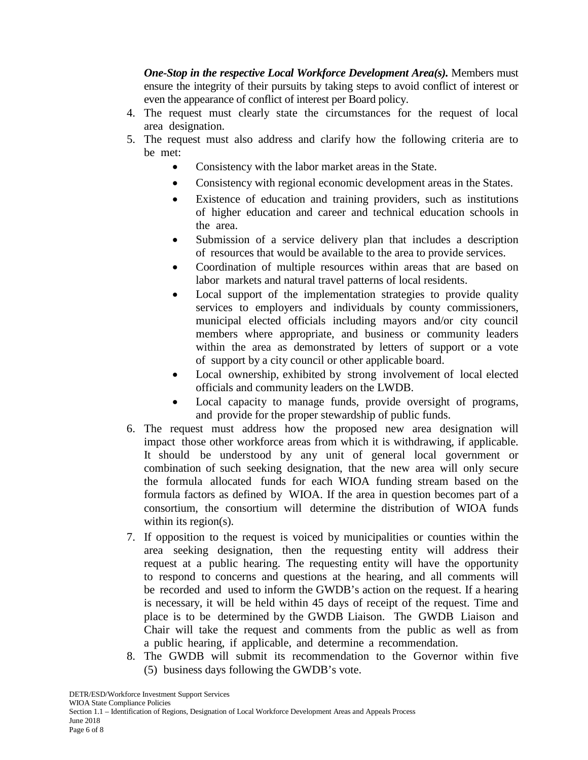***One-Stop in the respective Local Workforce Development Area(s).*** Members must ensure the integrity of their pursuits by taking steps to avoid conflict of interest or even the appearance of conflict of interest per Board policy.

4. The request must clearly state the circumstances for the request of local area designation.
5. The request must also address and clarify how the following criteria are to be met:
   - Consistency with the labor market areas in the State.
   - Consistency with regional economic development areas in the States.
   - Existence of education and training providers, such as institutions of higher education and career and technical education schools in the area.
   - Submission of a service delivery plan that includes a description of resources that would be available to the area to provide services.
   - Coordination of multiple resources within areas that are based on labor markets and natural travel patterns of local residents.
   - Local support of the implementation strategies to provide quality services to employers and individuals by county commissioners, municipal elected officials including mayors and/or city council members where appropriate, and business or community leaders within the area as demonstrated by letters of support or a vote of support by a city council or other applicable board.
   - Local ownership, exhibited by strong involvement of local elected officials and community leaders on the LWDB.
   - Local capacity to manage funds, provide oversight of programs, and provide for the proper stewardship of public funds.
6. The request must address how the proposed new area designation will impact those other workforce areas from which it is withdrawing, if applicable. It should be understood by any unit of general local government or combination of such seeking designation, that the new area will only secure the formula allocated funds for each WIOA funding stream based on the formula factors as defined by WIOA. If the area in question becomes part of a consortium, the consortium will determine the distribution of WIOA funds within its region(s).
7. If opposition to the request is voiced by municipalities or counties within the area seeking designation, then the requesting entity will address their request at a public hearing. The requesting entity will have the opportunity to respond to concerns and questions at the hearing, and all comments will be recorded and used to inform the GWDB's action on the request. If a hearing is necessary, it will be held within 45 days of receipt of the request. Time and place is to be determined by the GWDB Liaison. The GWDB Liaison and Chair will take the request and comments from the public as well as from a public hearing, if applicable, and determine a recommendation.
8. The GWDB will submit its recommendation to the Governor within five (5) business days following the GWDB's vote.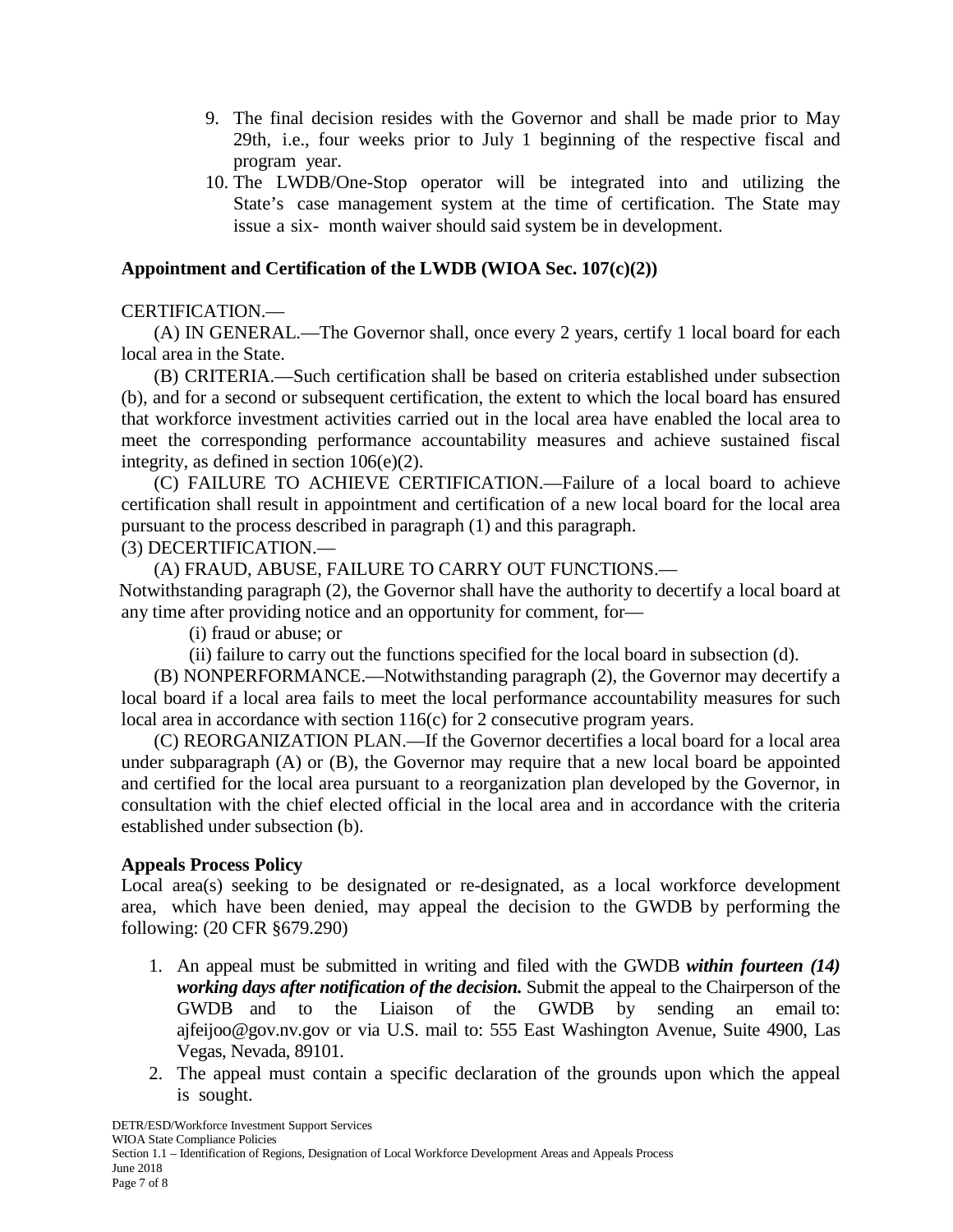9. The final decision resides with the Governor and shall be made prior to May 29th, i.e., four weeks prior to July 1 beginning of the respective fiscal and program year.
10. The LWDB/One-Stop operator will be integrated into and utilizing the State's case management system at the time of certification. The State may issue a six- month waiver should said system be in development.

**Appointment and Certification of the LWDB (WIOA Sec. 107(c)(2))**

CERTIFICATION.—

(A) IN GENERAL.—The Governor shall, once every 2 years, certify 1 local board for each local area in the State.

(B) CRITERIA.—Such certification shall be based on criteria established under subsection (b), and for a second or subsequent certification, the extent to which the local board has ensured that workforce investment activities carried out in the local area have enabled the local area to meet the corresponding performance accountability measures and achieve sustained fiscal integrity, as defined in section 106(e)(2).

(C) FAILURE TO ACHIEVE CERTIFICATION.—Failure of a local board to achieve certification shall result in appointment and certification of a new local board for the local area pursuant to the process described in paragraph (1) and this paragraph.

(3) DECERTIFICATION.—

(A) FRAUD, ABUSE, FAILURE TO CARRY OUT FUNCTIONS.—

Notwithstanding paragraph (2), the Governor shall have the authority to decertify a local board at any time after providing notice and an opportunity for comment, for—

(i) fraud or abuse; or

(ii) failure to carry out the functions specified for the local board in subsection (d).

(B) NONPERFORMANCE.—Notwithstanding paragraph (2), the Governor may decertify a local board if a local area fails to meet the local performance accountability measures for such local area in accordance with section 116(c) for 2 consecutive program years.

(C) REORGANIZATION PLAN.—If the Governor decertifies a local board for a local area under subparagraph (A) or (B), the Governor may require that a new local board be appointed and certified for the local area pursuant to a reorganization plan developed by the Governor, in consultation with the chief elected official in the local area and in accordance with the criteria established under subsection (b).

**Appeals Process Policy**

Local area(s) seeking to be designated or re-designated, as a local workforce development area, which have been denied, may appeal the decision to the GWDB by performing the following: (20 CFR §679.290)

1. An appeal must be submitted in writing and filed with the GWDB ***within fourteen (14) working days after notification of the decision.*** Submit the appeal to the Chairperson of the GWDB and to the Liaison of the GWDB by sending an email to: ajfeijoo@gov.nv.gov or via U.S. mail to: 555 East Washington Avenue, Suite 4900, Las Vegas, Nevada, 89101.
2. The appeal must contain a specific declaration of the grounds upon which the appeal is sought.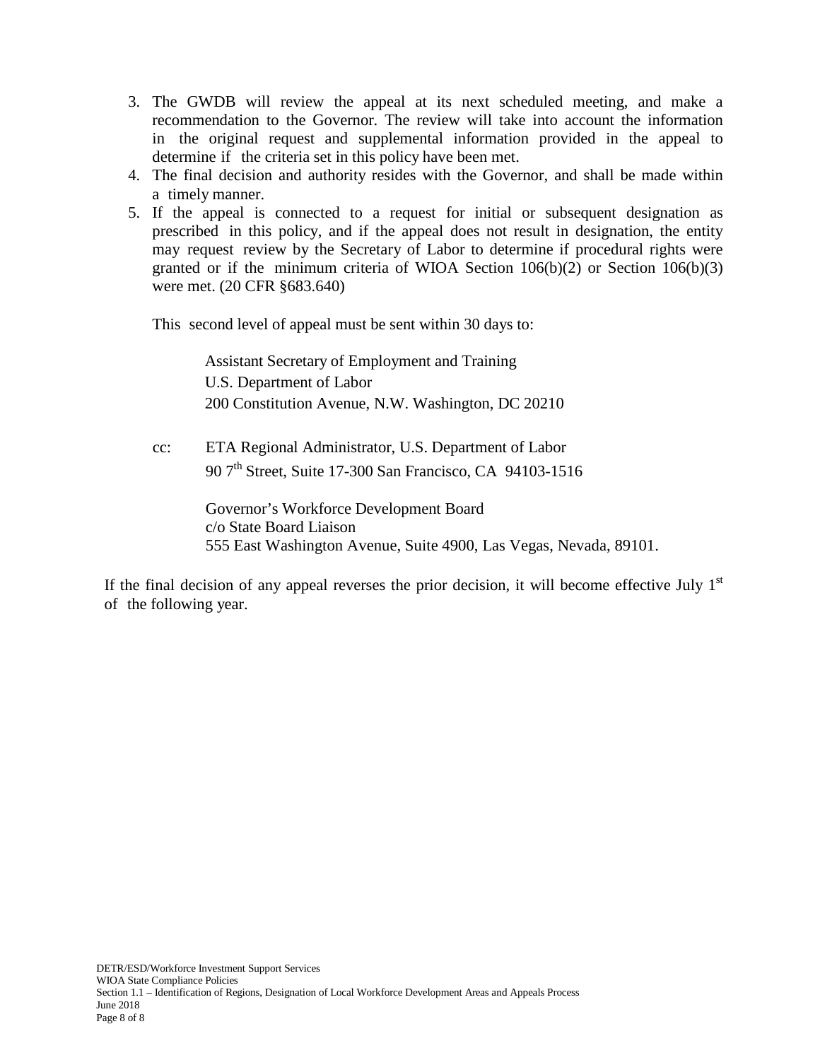3. The GWDB will review the appeal at its next scheduled meeting, and make a recommendation to the Governor. The review will take into account the information in the original request and supplemental information provided in the appeal to determine if the criteria set in this policy have been met.
4. The final decision and authority resides with the Governor, and shall be made within a timely manner.
5. If the appeal is connected to a request for initial or subsequent designation as prescribed in this policy, and if the appeal does not result in designation, the entity may request review by the Secretary of Labor to determine if procedural rights were granted or if the minimum criteria of WIOA Section 106(b)(2) or Section 106(b)(3) were met. (20 CFR §683.640)

   This second level of appeal must be sent within 30 days to:

   Assistant Secretary of Employment and Training
   U.S. Department of Labor
   200 Constitution Avenue, N.W. Washington, DC 20210

   cc: ETA Regional Administrator, U.S. Department of Labor
   90 7th Street, Suite 17-300 San Francisco, CA 94103-1516

   Governor's Workforce Development Board
   c/o State Board Liaison
   555 East Washington Avenue, Suite 4900, Las Vegas, Nevada, 89101.

If the final decision of any appeal reverses the prior decision, it will become effective July 1st of the following year.